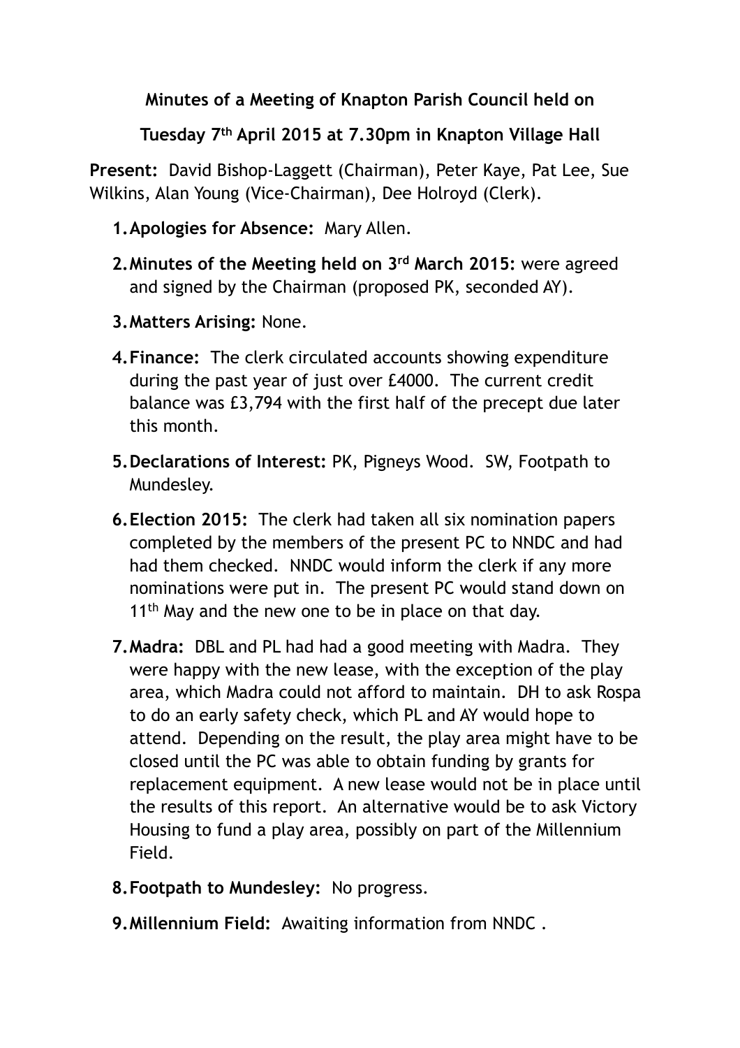**Minutes of a Meeting of Knapton Parish Council held on**

**Tuesday 7th April 2015 at 7.30pm in Knapton Village Hall**

**Present:** David Bishop-Laggett (Chairman), Peter Kaye, Pat Lee, Sue Wilkins, Alan Young (Vice-Chairman), Dee Holroyd (Clerk).

1. **Apologies for Absence:** Mary Allen.
2. **Minutes of the Meeting held on 3rd March 2015:** were agreed and signed by the Chairman (proposed PK, seconded AY).
3. **Matters Arising:** None.
4. **Finance:** The clerk circulated accounts showing expenditure during the past year of just over £4000. The current credit balance was £3,794 with the first half of the precept due later this month.
5. **Declarations of Interest:** PK, Pigneys Wood. SW, Footpath to Mundesley.
6. **Election 2015:** The clerk had taken all six nomination papers completed by the members of the present PC to NNDC and had had them checked. NNDC would inform the clerk if any more nominations were put in. The present PC would stand down on 11th May and the new one to be in place on that day.
7. **Madra:** DBL and PL had had a good meeting with Madra. They were happy with the new lease, with the exception of the play area, which Madra could not afford to maintain. DH to ask Rospa to do an early safety check, which PL and AY would hope to attend. Depending on the result, the play area might have to be closed until the PC was able to obtain funding by grants for replacement equipment. A new lease would not be in place until the results of this report. An alternative would be to ask Victory Housing to fund a play area, possibly on part of the Millennium Field.
8. **Footpath to Mundesley:** No progress.
9. **Millennium Field:** Awaiting information from NNDC .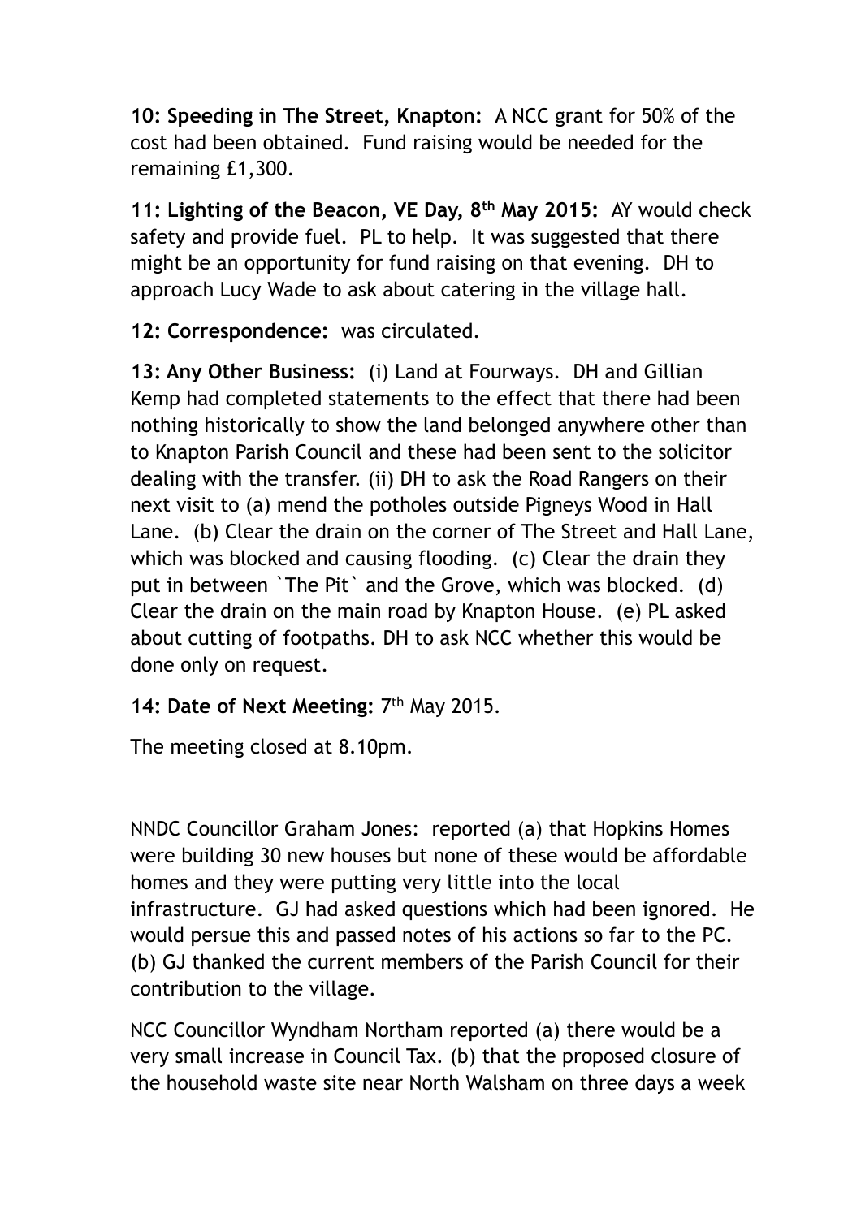**10: Speeding in The Street, Knapton:** A NCC grant for 50% of the cost had been obtained. Fund raising would be needed for the remaining £1,300.

**11: Lighting of the Beacon, VE Day, 8th May 2015:** AY would check safety and provide fuel. PL to help. It was suggested that there might be an opportunity for fund raising on that evening. DH to approach Lucy Wade to ask about catering in the village hall.

**12: Correspondence:** was circulated.

**13: Any Other Business:** (i) Land at Fourways. DH and Gillian Kemp had completed statements to the effect that there had been nothing historically to show the land belonged anywhere other than to Knapton Parish Council and these had been sent to the solicitor dealing with the transfer. (ii) DH to ask the Road Rangers on their next visit to (a) mend the potholes outside Pigneys Wood in Hall Lane. (b) Clear the drain on the corner of The Street and Hall Lane, which was blocked and causing flooding. (c) Clear the drain they put in between `The Pit` and the Grove, which was blocked. (d) Clear the drain on the main road by Knapton House. (e) PL asked about cutting of footpaths. DH to ask NCC whether this would be done only on request.

**14: Date of Next Meeting:** 7th May 2015.

The meeting closed at 8.10pm.

NNDC Councillor Graham Jones: reported (a) that Hopkins Homes were building 30 new houses but none of these would be affordable homes and they were putting very little into the local infrastructure. GJ had asked questions which had been ignored. He would persue this and passed notes of his actions so far to the PC. (b) GJ thanked the current members of the Parish Council for their contribution to the village.

NCC Councillor Wyndham Northam reported (a) there would be a very small increase in Council Tax. (b) that the proposed closure of the household waste site near North Walsham on three days a week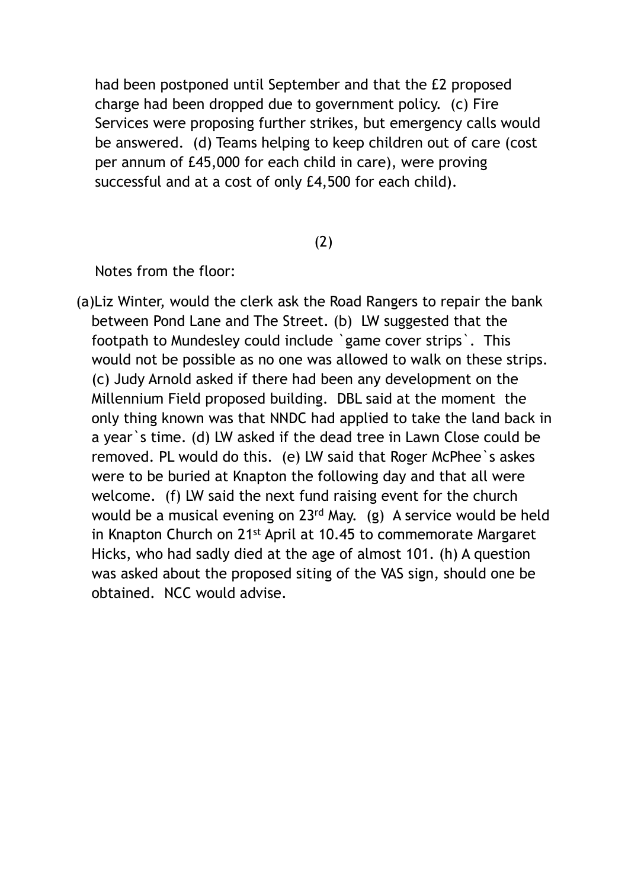had been postponed until September and that the £2 proposed charge had been dropped due to government policy. (c) Fire Services were proposing further strikes, but emergency calls would be answered. (d) Teams helping to keep children out of care (cost per annum of £45,000 for each child in care), were proving successful and at a cost of only £4,500 for each child).

(2)

Notes from the floor:

(a)Liz Winter, would the clerk ask the Road Rangers to repair the bank between Pond Lane and The Street. (b) LW suggested that the footpath to Mundesley could include `game cover strips`. This would not be possible as no one was allowed to walk on these strips. (c) Judy Arnold asked if there had been any development on the Millennium Field proposed building. DBL said at the moment the only thing known was that NNDC had applied to take the land back in a year`s time. (d) LW asked if the dead tree in Lawn Close could be removed. PL would do this. (e) LW said that Roger McPhee`s askes were to be buried at Knapton the following day and that all were welcome. (f) LW said the next fund raising event for the church would be a musical evening on 23rd May. (g) A service would be held in Knapton Church on 21st April at 10.45 to commemorate Margaret Hicks, who had sadly died at the age of almost 101. (h) A question was asked about the proposed siting of the VAS sign, should one be obtained. NCC would advise.